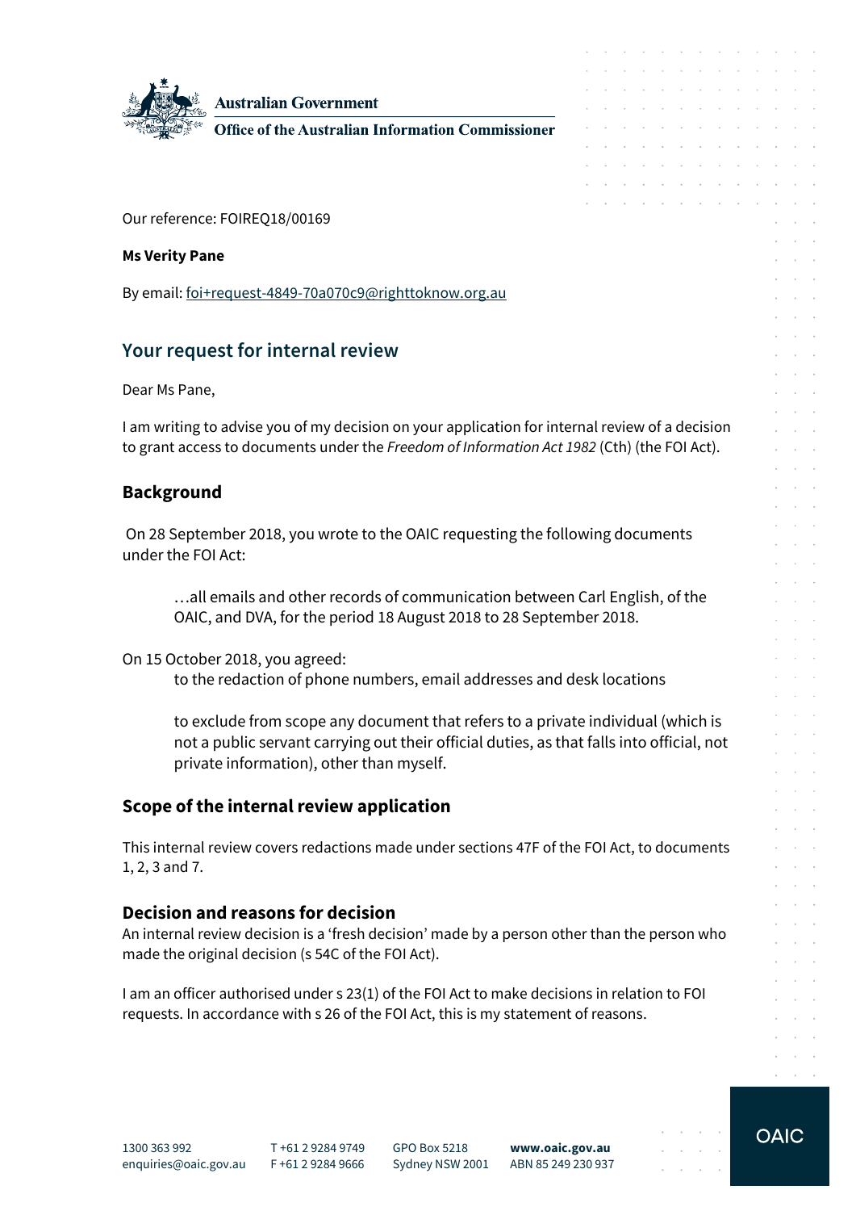Australian Government

Office of the Australian Information Commissioner

Our reference: FOIREQ18/00169

**Ms Verity Pane**

By email: foi+request-4849-70a070c9@righttoknow.org.au

## Your request for internal review

Dear Ms Pane,

I am writing to advise you of my decision on your application for internal review of a decision to grant access to documents under the *Freedom of Information Act 1982* (Cth) (the FOI Act).

### Background

On 28 September 2018, you wrote to the OAIC requesting the following documents under the FOI Act:

> …all emails and other records of communication between Carl English, of the OAIC, and DVA, for the period 18 August 2018 to 28 September 2018.

On 15 October 2018, you agreed:

> to the redaction of phone numbers, email addresses and desk locations
>
> to exclude from scope any document that refers to a private individual (which is not a public servant carrying out their official duties, as that falls into official, not private information), other than myself.

### Scope of the internal review application

This internal review covers redactions made under sections 47F of the FOI Act, to documents 1, 2, 3 and 7.

### Decision and reasons for decision

An internal review decision is a 'fresh decision' made by a person other than the person who made the original decision (s 54C of the FOI Act).

I am an officer authorised under s 23(1) of the FOI Act to make decisions in relation to FOI requests. In accordance with s 26 of the FOI Act, this is my statement of reasons.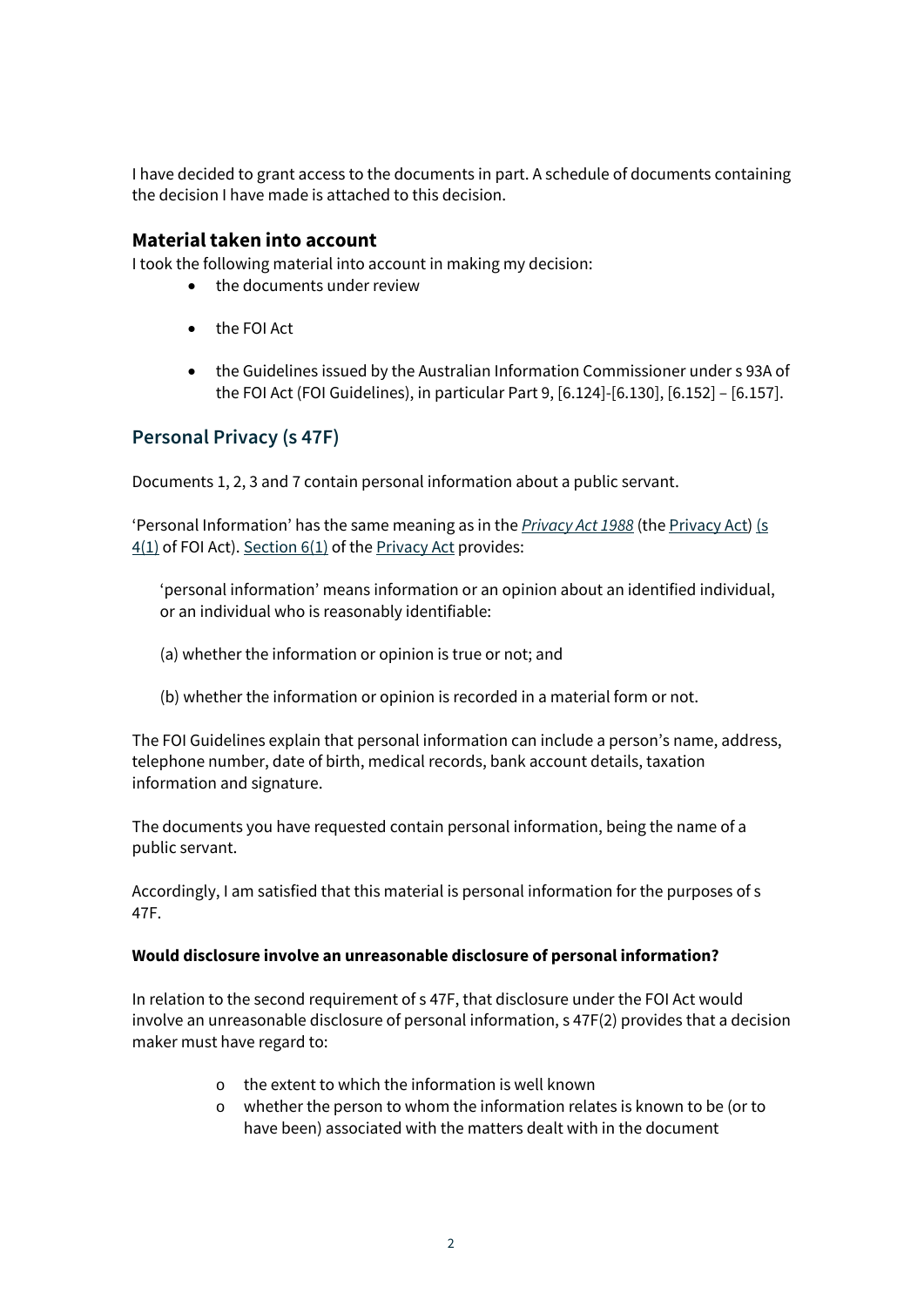I have decided to grant access to the documents in part. A schedule of documents containing the decision I have made is attached to this decision.

### Material taken into account

I took the following material into account in making my decision:

- the documents under review
- the FOI Act
- the Guidelines issued by the Australian Information Commissioner under s 93A of the FOI Act (FOI Guidelines), in particular Part 9, [6.124]-[6.130], [6.152] – [6.157].

## Personal Privacy (s 47F)

Documents 1, 2, 3 and 7 contain personal information about a public servant.

'Personal Information' has the same meaning as in the *Privacy Act 1988* (the Privacy Act) (s 4(1) of FOI Act). Section 6(1) of the Privacy Act provides:

> 'personal information' means information or an opinion about an identified individual, or an individual who is reasonably identifiable:
>
> (a) whether the information or opinion is true or not; and
>
> (b) whether the information or opinion is recorded in a material form or not.

The FOI Guidelines explain that personal information can include a person's name, address, telephone number, date of birth, medical records, bank account details, taxation information and signature.

The documents you have requested contain personal information, being the name of a public servant.

Accordingly, I am satisfied that this material is personal information for the purposes of s 47F.

**Would disclosure involve an unreasonable disclosure of personal information?**

In relation to the second requirement of s 47F, that disclosure under the FOI Act would involve an unreasonable disclosure of personal information, s 47F(2) provides that a decision maker must have regard to:

- the extent to which the information is well known
- whether the person to whom the information relates is known to be (or to have been) associated with the matters dealt with in the document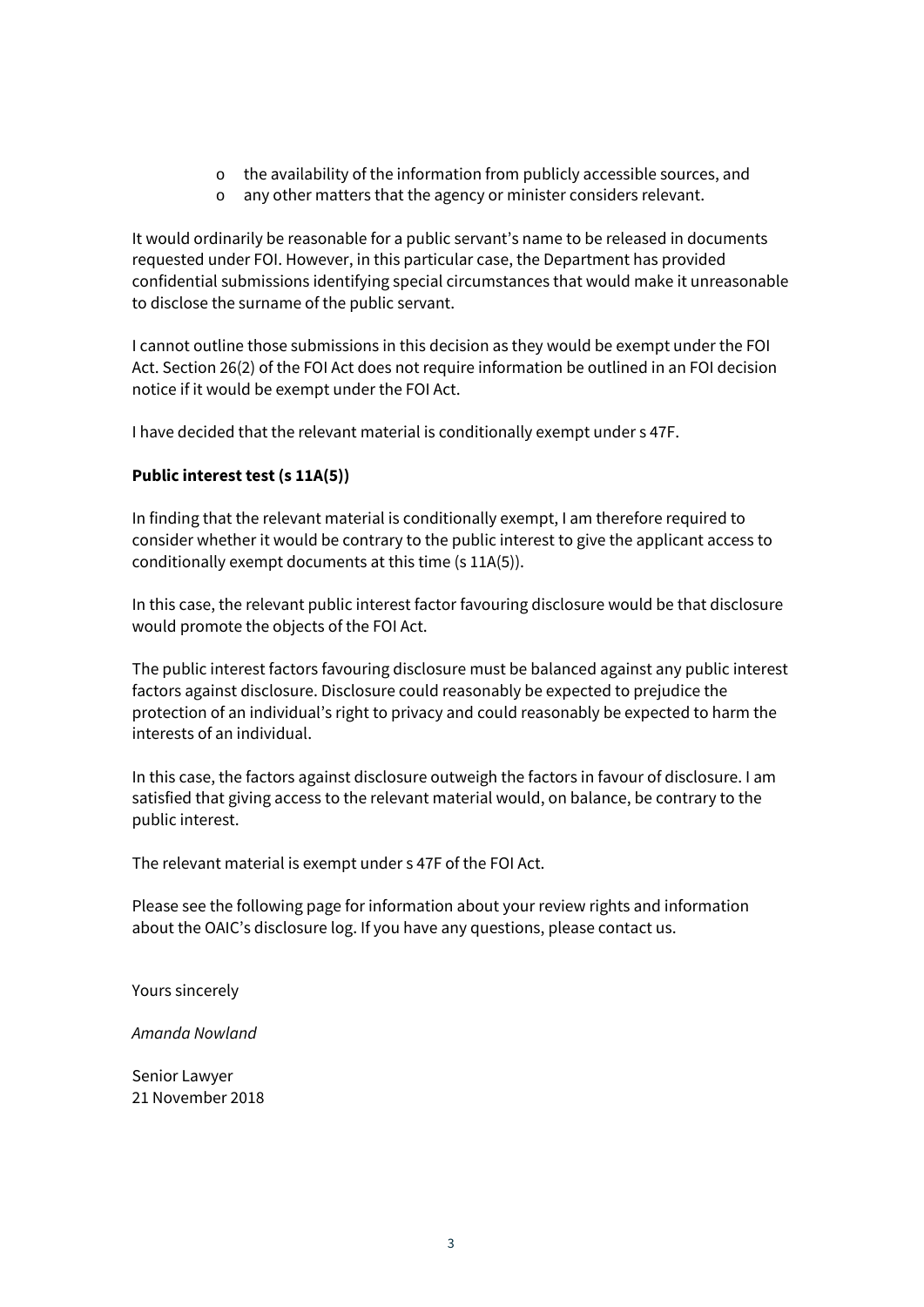- the availability of the information from publicly accessible sources, and
- any other matters that the agency or minister considers relevant.

It would ordinarily be reasonable for a public servant's name to be released in documents requested under FOI. However, in this particular case, the Department has provided confidential submissions identifying special circumstances that would make it unreasonable to disclose the surname of the public servant.

I cannot outline those submissions in this decision as they would be exempt under the FOI Act. Section 26(2) of the FOI Act does not require information be outlined in an FOI decision notice if it would be exempt under the FOI Act.

I have decided that the relevant material is conditionally exempt under s 47F.

**Public interest test (s 11A(5))**

In finding that the relevant material is conditionally exempt, I am therefore required to consider whether it would be contrary to the public interest to give the applicant access to conditionally exempt documents at this time (s 11A(5)).

In this case, the relevant public interest factor favouring disclosure would be that disclosure would promote the objects of the FOI Act.

The public interest factors favouring disclosure must be balanced against any public interest factors against disclosure. Disclosure could reasonably be expected to prejudice the protection of an individual's right to privacy and could reasonably be expected to harm the interests of an individual.

In this case, the factors against disclosure outweigh the factors in favour of disclosure. I am satisfied that giving access to the relevant material would, on balance, be contrary to the public interest.

The relevant material is exempt under s 47F of the FOI Act.

Please see the following page for information about your review rights and information about the OAIC's disclosure log. If you have any questions, please contact us.

Yours sincerely

*Amanda Nowland*

Senior Lawyer
21 November 2018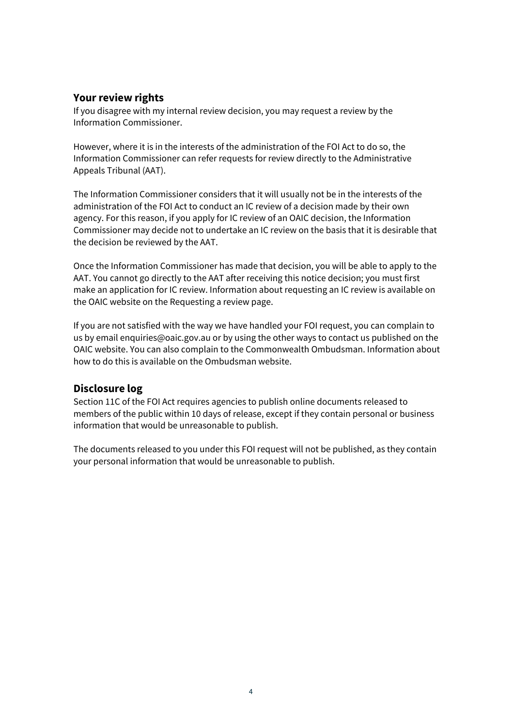## Your review rights

If you disagree with my internal review decision, you may request a review by the Information Commissioner.

However, where it is in the interests of the administration of the FOI Act to do so, the Information Commissioner can refer requests for review directly to the Administrative Appeals Tribunal (AAT).

The Information Commissioner considers that it will usually not be in the interests of the administration of the FOI Act to conduct an IC review of a decision made by their own agency. For this reason, if you apply for IC review of an OAIC decision, the Information Commissioner may decide not to undertake an IC review on the basis that it is desirable that the decision be reviewed by the AAT.

Once the Information Commissioner has made that decision, you will be able to apply to the AAT. You cannot go directly to the AAT after receiving this notice decision; you must first make an application for IC review. Information about requesting an IC review is available on the OAIC website on the Requesting a review page.

If you are not satisfied with the way we have handled your FOI request, you can complain to us by email enquiries@oaic.gov.au or by using the other ways to contact us published on the OAIC website. You can also complain to the Commonwealth Ombudsman. Information about how to do this is available on the Ombudsman website.

## Disclosure log

Section 11C of the FOI Act requires agencies to publish online documents released to members of the public within 10 days of release, except if they contain personal or business information that would be unreasonable to publish.

The documents released to you under this FOI request will not be published, as they contain your personal information that would be unreasonable to publish.